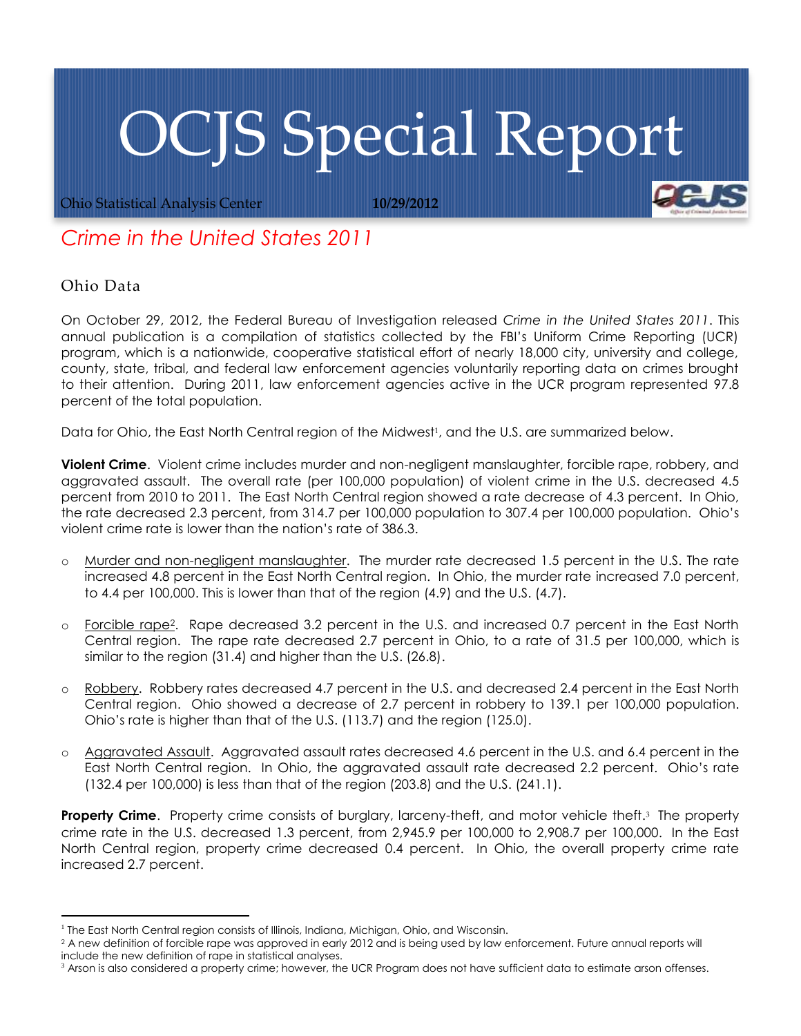# OCJS Special Report

Ohio Statistical Analysis Center **10/29/2012**

## *Crime in the United States 2011*

### Ohio Data

On October 29, 2012, the Federal Bureau of Investigation released *Crime in the United States 2011*. This annual publication is a compilation of statistics collected by the FBI's Uniform Crime Reporting (UCR) program, which is a nationwide, cooperative statistical effort of nearly 18,000 city, university and college, county, state, tribal, and federal law enforcement agencies voluntarily reporting data on crimes brought to their attention. During 2011, law enforcement agencies active in the UCR program represented 97.8 percent of the total population.

Data for Ohio, the East North Central region of the Midwest[1], and the U.S. are summarized below.

**Violent Crime**. Violent crime includes murder and non-negligent manslaughter, forcible rape, robbery, and aggravated assault. The overall rate (per 100,000 population) of violent crime in the U.S. decreased 4.5 percent from 2010 to 2011. The East North Central region showed a rate decrease of 4.3 percent. In Ohio, the rate decreased 2.3 percent, from 314.7 per 100,000 population to 307.4 per 100,000 population. Ohio's violent crime rate is lower than the nation's rate of 386.3.

- Murder and non-negligent manslaughter. The murder rate decreased 1.5 percent in the U.S. The rate increased 4.8 percent in the East North Central region. In Ohio, the murder rate increased 7.0 percent, to 4.4 per 100,000. This is lower than that of the region (4.9) and the U.S. (4.7).

- Forcible rape[2]. Rape decreased 3.2 percent in the U.S. and increased 0.7 percent in the East North Central region. The rape rate decreased 2.7 percent in Ohio, to a rate of 31.5 per 100,000, which is similar to the region (31.4) and higher than the U.S. (26.8).

- Robbery. Robbery rates decreased 4.7 percent in the U.S. and decreased 2.4 percent in the East North Central region. Ohio showed a decrease of 2.7 percent in robbery to 139.1 per 100,000 population. Ohio's rate is higher than that of the U.S. (113.7) and the region (125.0).

- Aggravated Assault. Aggravated assault rates decreased 4.6 percent in the U.S. and 6.4 percent in the East North Central region. In Ohio, the aggravated assault rate decreased 2.2 percent. Ohio's rate (132.4 per 100,000) is less than that of the region (203.8) and the U.S. (241.1).

**Property Crime**. Property crime consists of burglary, larceny-theft, and motor vehicle theft.[3] The property crime rate in the U.S. decreased 1.3 percent, from 2,945.9 per 100,000 to 2,908.7 per 100,000. In the East North Central region, property crime decreased 0.4 percent. In Ohio, the overall property crime rate increased 2.7 percent.

---

[1] The East North Central region consists of Illinois, Indiana, Michigan, Ohio, and Wisconsin.

[2] A new definition of forcible rape was approved in early 2012 and is being used by law enforcement. Future annual reports will include the new definition of rape in statistical analyses.

[3] Arson is also considered a property crime; however, the UCR Program does not have sufficient data to estimate arson offenses.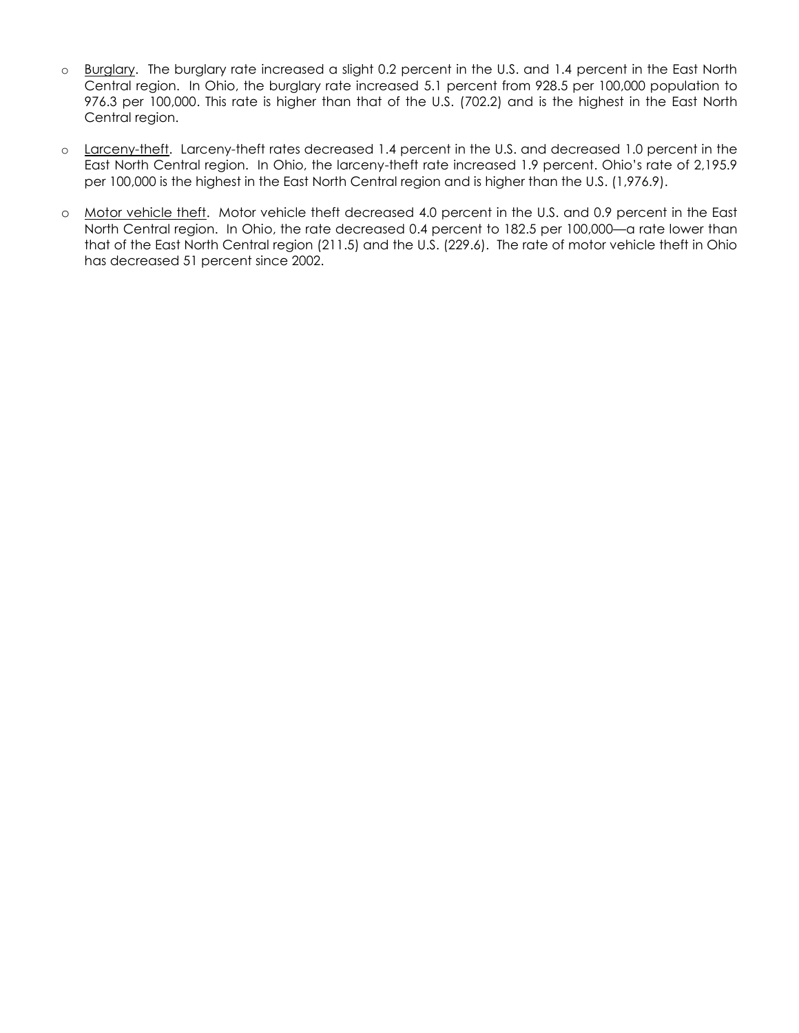- Burglary. The burglary rate increased a slight 0.2 percent in the U.S. and 1.4 percent in the East North Central region. In Ohio, the burglary rate increased 5.1 percent from 928.5 per 100,000 population to 976.3 per 100,000. This rate is higher than that of the U.S. (702.2) and is the highest in the East North Central region.

- Larceny-theft. Larceny-theft rates decreased 1.4 percent in the U.S. and decreased 1.0 percent in the East North Central region. In Ohio, the larceny-theft rate increased 1.9 percent. Ohio's rate of 2,195.9 per 100,000 is the highest in the East North Central region and is higher than the U.S. (1,976.9).

- Motor vehicle theft. Motor vehicle theft decreased 4.0 percent in the U.S. and 0.9 percent in the East North Central region. In Ohio, the rate decreased 0.4 percent to 182.5 per 100,000—a rate lower than that of the East North Central region (211.5) and the U.S. (229.6). The rate of motor vehicle theft in Ohio has decreased 51 percent since 2002.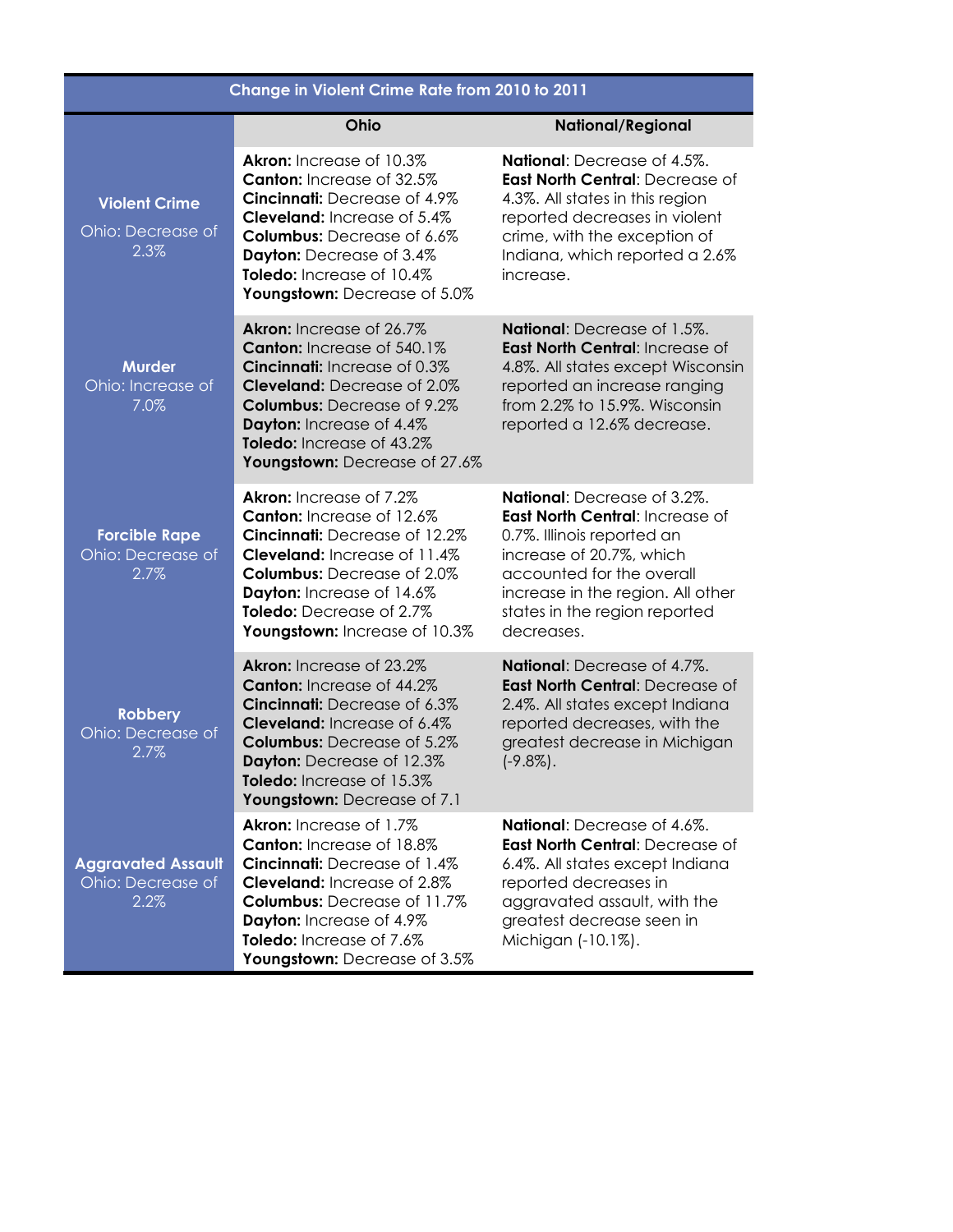| Change in Violent Crime Rate from 2010 to 2011 | | |
|---|---|---|
| | **Ohio** | **National/Regional** |
| **Violent Crime** Ohio: Decrease of 2.3% | **Akron:** Increase of 10.3% **Canton:** Increase of 32.5% **Cincinnati:** Decrease of 4.9% **Cleveland:** Increase of 5.4% **Columbus:** Decrease of 6.6% **Dayton:** Decrease of 3.4% **Toledo:** Increase of 10.4% **Youngstown:** Decrease of 5.0% | **National**: Decrease of 4.5%. **East North Central**: Decrease of 4.3%. All states in this region reported decreases in violent crime, with the exception of Indiana, which reported a 2.6% increase. |
| **Murder** Ohio: Increase of 7.0% | **Akron:** Increase of 26.7% **Canton:** Increase of 540.1% **Cincinnati:** Increase of 0.3% **Cleveland:** Decrease of 2.0% **Columbus:** Decrease of 9.2% **Dayton:** Increase of 4.4% **Toledo:** Increase of 43.2% **Youngstown:** Decrease of 27.6% | **National**: Decrease of 1.5%. **East North Central**: Increase of 4.8%. All states except Wisconsin reported an increase ranging from 2.2% to 15.9%. Wisconsin reported a 12.6% decrease. |
| **Forcible Rape** Ohio: Decrease of 2.7% | **Akron:** Increase of 7.2% **Canton:** Increase of 12.6% **Cincinnati:** Decrease of 12.2% **Cleveland:** Decrease of 11.4% **Columbus:** Decrease of 2.0% **Dayton:** Increase of 14.6% **Toledo:** Decrease of 2.7% **Youngstown:** Increase of 10.3% | **National**: Decrease of 3.2%. **East North Central**: Increase of 0.7%. Illinois reported an increase of 20.7%, which accounted for the overall increase in the region. All other states in the region reported decreases. |
| **Robbery** Ohio: Decrease of 2.7% | **Akron:** Increase of 23.2% **Canton:** Increase of 44.2% **Cincinnati:** Decrease of 6.3% **Cleveland:** Increase of 6.4% **Columbus:** Decrease of 5.2% **Dayton:** Decrease of 12.3% **Toledo:** Increase of 15.3% **Youngstown:** Decrease of 7.1 | **National**: Decrease of 4.7%. **East North Central**: Decrease of 2.4%. All states except Indiana reported decreases, with the greatest decrease in Michigan (-9.8%). |
| **Aggravated Assault** Ohio: Decrease of 2.2% | **Akron:** Increase of 1.7% **Canton:** Increase of 18.8% **Cincinnati:** Decrease of 1.4% **Cleveland:** Increase of 2.8% **Columbus:** Decrease of 11.7% **Dayton:** Increase of 4.9% **Toledo:** Increase of 7.6% **Youngstown:** Decrease of 3.5% | **National**: Decrease of 4.6%. **East North Central**: Decrease of 6.4%. All states except Indiana reported decreases in aggravated assault, with the greatest decrease seen in Michigan (-10.1%). |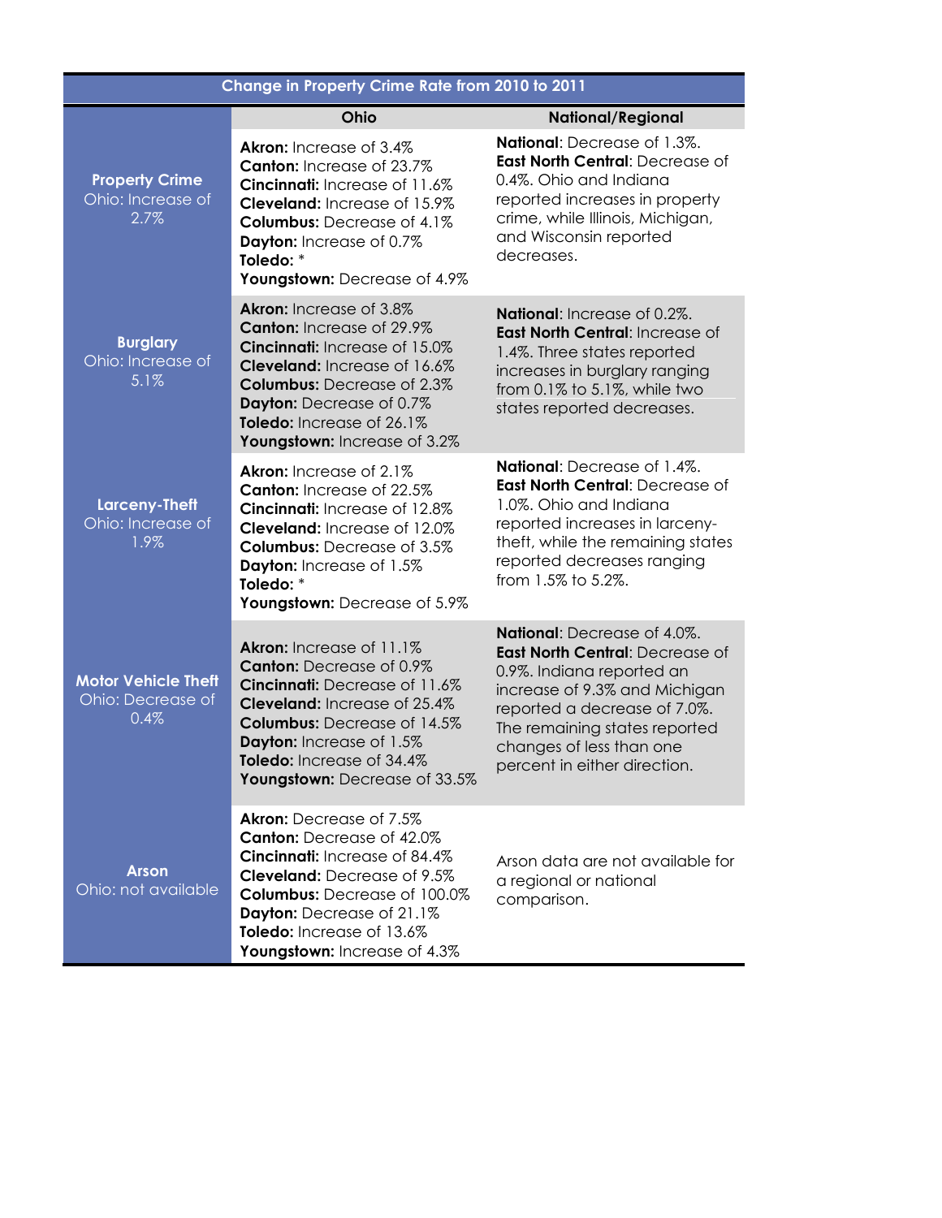| Change in Property Crime Rate from 2010 to 2011 | | |
|---|---|---|
| | **Ohio** | **National/Regional** |
| **Property Crime** Ohio: Increase of 2.7% | **Akron:** Increase of 3.4%<br>**Canton:** Increase of 23.7%<br>**Cincinnati:** Increase of 11.6%<br>**Cleveland:** Increase of 15.9%<br>**Columbus:** Decrease of 4.1%<br>**Dayton:** Increase of 0.7%<br>**Toledo:** *<br>**Youngstown:** Decrease of 4.9% | **National**: Decrease of 1.3%. **East North Central**: Decrease of 0.4%. Ohio and Indiana reported increases in property crime, while Illinois, Michigan, and Wisconsin reported decreases. |
| **Burglary** Ohio: Increase of 5.1% | **Akron:** Increase of 3.8%<br>**Canton:** Increase of 29.9%<br>**Cincinnati:** Increase of 15.0%<br>**Cleveland:** Increase of 16.6%<br>**Columbus:** Decrease of 2.3%<br>**Dayton:** Decrease of 0.7%<br>**Toledo:** Increase of 26.1%<br>**Youngstown:** Increase of 3.2% | **National**: Increase of 0.2%. **East North Central**: Increase of 1.4%. Three states reported increases in burglary ranging from 0.1% to 5.1%, while two states reported decreases. |
| **Larceny-Theft** Ohio: Increase of 1.9% | **Akron:** Increase of 2.1%<br>**Canton:** Increase of 22.5%<br>**Cincinnati:** Increase of 12.8%<br>**Cleveland:** Increase of 12.0%<br>**Columbus:** Decrease of 3.5%<br>**Dayton:** Increase of 1.5%<br>**Toledo:** *<br>**Youngstown:** Decrease of 5.9% | **National**: Decrease of 1.4%. **East North Central**: Decrease of 1.0%. Ohio and Indiana reported increases in larceny-theft, while the remaining states reported decreases ranging from 1.5% to 5.2%. |
| **Motor Vehicle Theft** Ohio: Decrease of 0.4% | **Akron:** Increase of 11.1%<br>**Canton:** Decrease of 0.9%<br>**Cincinnati:** Decrease of 11.6%<br>**Cleveland:** Increase of 25.4%<br>**Columbus:** Decrease of 14.5%<br>**Dayton:** Increase of 1.5%<br>**Toledo:** Increase of 34.4%<br>**Youngstown:** Decrease of 33.5% | **National**: Decrease of 4.0%. **East North Central**: Decrease of 0.9%. Indiana reported an increase of 9.3% and Michigan reported a decrease of 7.0%. The remaining states reported changes of less than one percent in either direction. |
| **Arson** Ohio: not available | **Akron:** Decrease of 7.5%<br>**Canton:** Decrease of 42.0%<br>**Cincinnati:** Increase of 84.4%<br>**Cleveland:** Decrease of 9.5%<br>**Columbus:** Decrease of 100.0%<br>**Dayton:** Decrease of 21.1%<br>**Toledo:** Increase of 13.6%<br>**Youngstown:** Increase of 4.3% | Arson data are not available for a regional or national comparison. |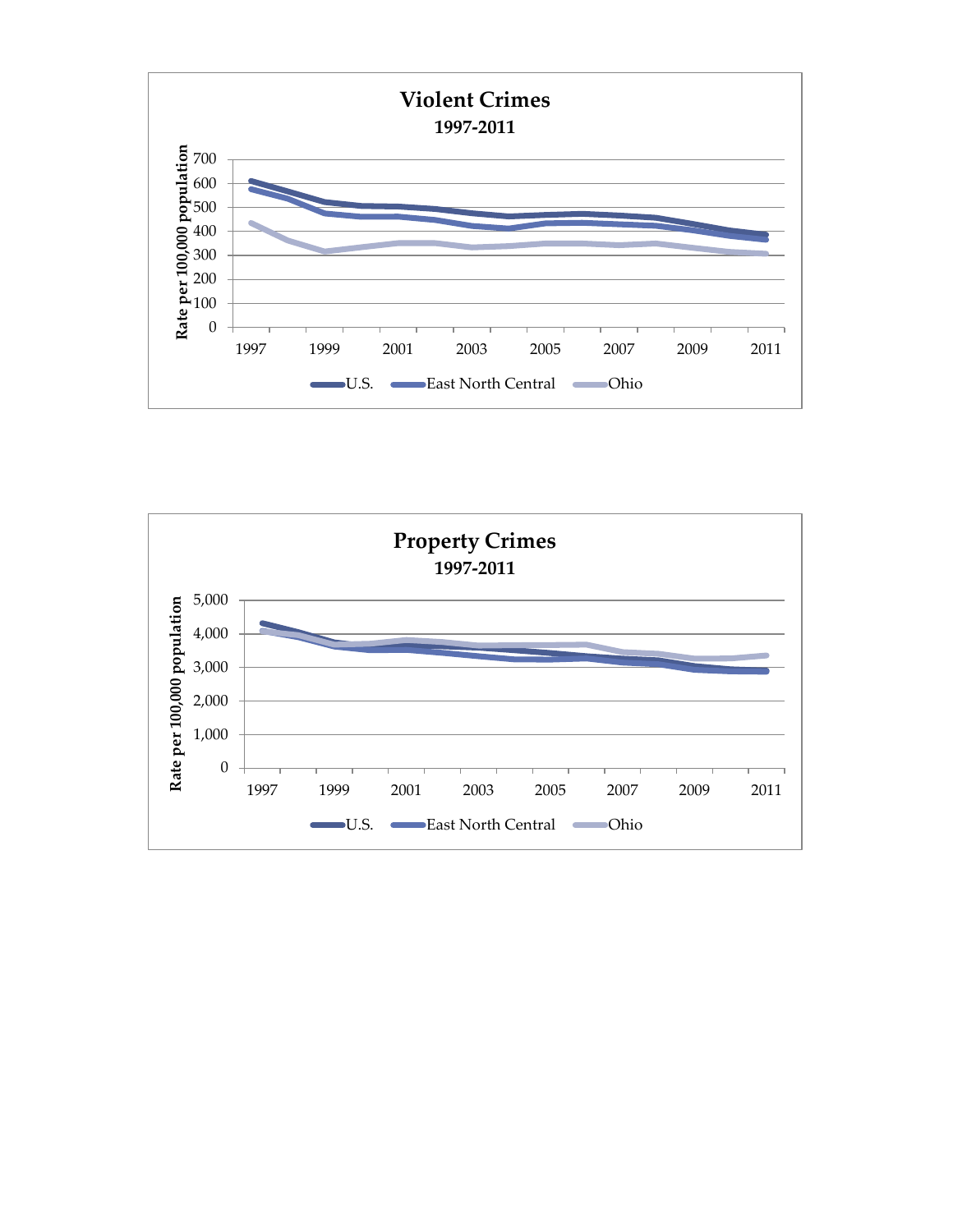Violent Crimes

1997-2011

Rate per 100,000 population

700
600
500
400
300
200
100
0

1997
1999
2001
2003
2005
2007
2009
2011

U.S.
East North Central
Ohio

Property Crimes

1997-2011

Rate per 100,000 population

5,000
4,000
3,000
2,000
1,000
0

1997
1999
2001
2003
2005
2007
2009
2011

U.S.
East North Central
Ohio